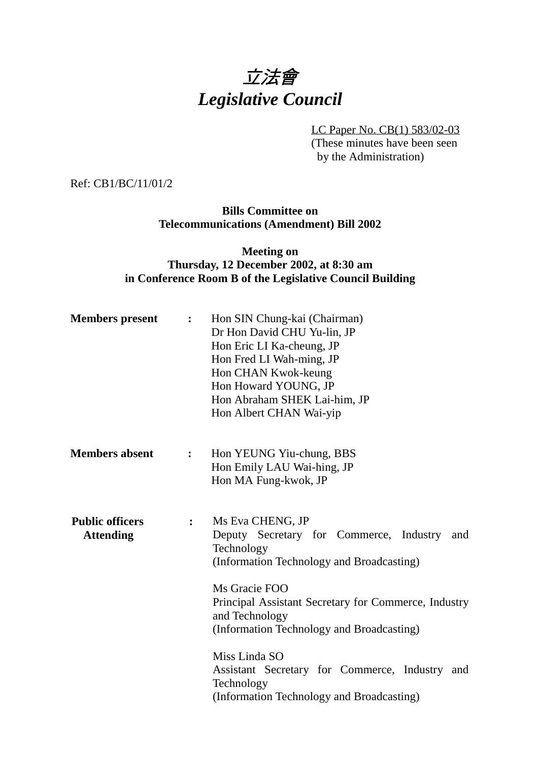# *立法會*
# *Legislative Council*

LC Paper No. CB(1) 583/02-03
(These minutes have been seen by the Administration)

Ref: CB1/BC/11/01/2

**Bills Committee on**
**Telecommunications (Amendment) Bill 2002**

**Meeting on**
**Thursday, 12 December 2002, at 8:30 am**
**in Conference Room B of the Legislative Council Building**

**Members present :**

Hon SIN Chung-kai (Chairman)
Dr Hon David CHU Yu-lin, JP
Hon Eric LI Ka-cheung, JP
Hon Fred LI Wah-ming, JP
Hon CHAN Kwok-keung
Hon Howard YOUNG, JP
Hon Abraham SHEK Lai-him, JP
Hon Albert CHAN Wai-yip

**Members absent :**

Hon YEUNG Yiu-chung, BBS
Hon Emily LAU Wai-hing, JP
Hon MA Fung-kwok, JP

**Public officers Attending :**

Ms Eva CHENG, JP
Deputy Secretary for Commerce, Industry and Technology
(Information Technology and Broadcasting)

Ms Gracie FOO
Principal Assistant Secretary for Commerce, Industry and Technology
(Information Technology and Broadcasting)

Miss Linda SO
Assistant Secretary for Commerce, Industry and Technology
(Information Technology and Broadcasting)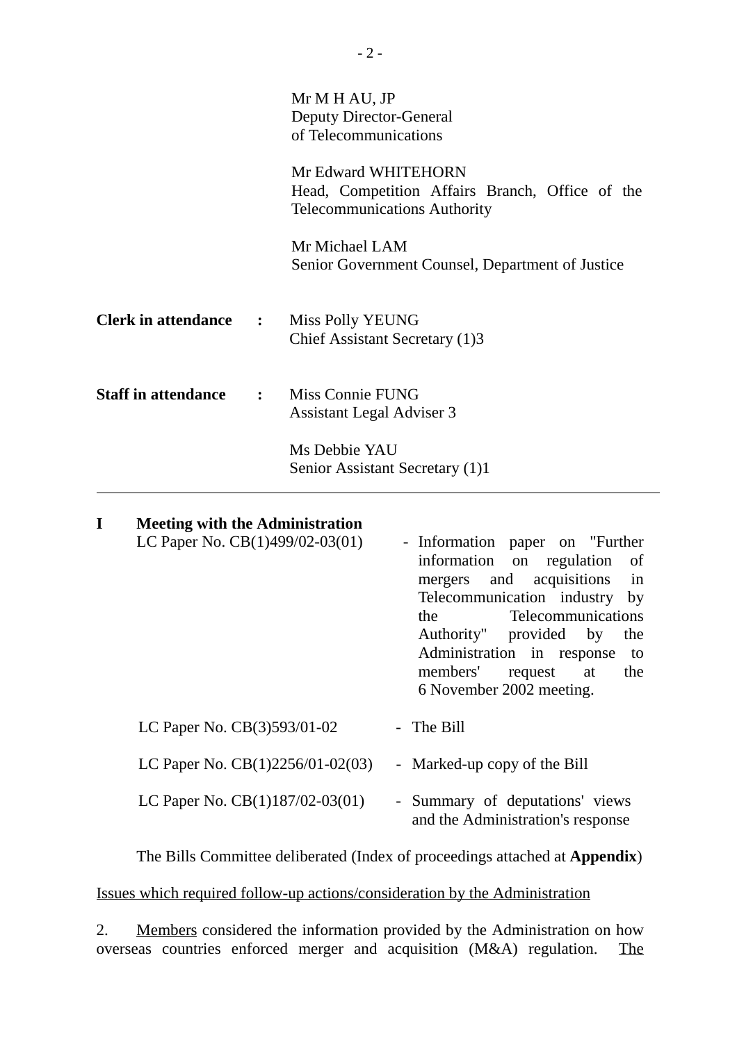Mr M H AU, JP
Deputy Director-General of Telecommunications

Mr Edward WHITEHORN
Head, Competition Affairs Branch, Office of the Telecommunications Authority

Mr Michael LAM
Senior Government Counsel, Department of Justice

**Clerk in attendance** : Miss Polly YEUNG
Chief Assistant Secretary (1)3

**Staff in attendance** : Miss Connie FUNG
Assistant Legal Adviser 3

Ms Debbie YAU
Senior Assistant Secretary (1)1

---

**I Meeting with the Administration**

LC Paper No. CB(1)499/02-03(01) - Information paper on "Further information on regulation of mergers and acquisitions in Telecommunication industry by the Telecommunications Authority" provided by the Administration in response to members' request at the 6 November 2002 meeting.

LC Paper No. CB(3)593/01-02 - The Bill

LC Paper No. CB(1)2256/01-02(03) - Marked-up copy of the Bill

LC Paper No. CB(1)187/02-03(01) - Summary of deputations' views and the Administration's response

The Bills Committee deliberated (Index of proceedings attached at **Appendix**)

Issues which required follow-up actions/consideration by the Administration

2. Members considered the information provided by the Administration on how overseas countries enforced merger and acquisition (M&A) regulation. The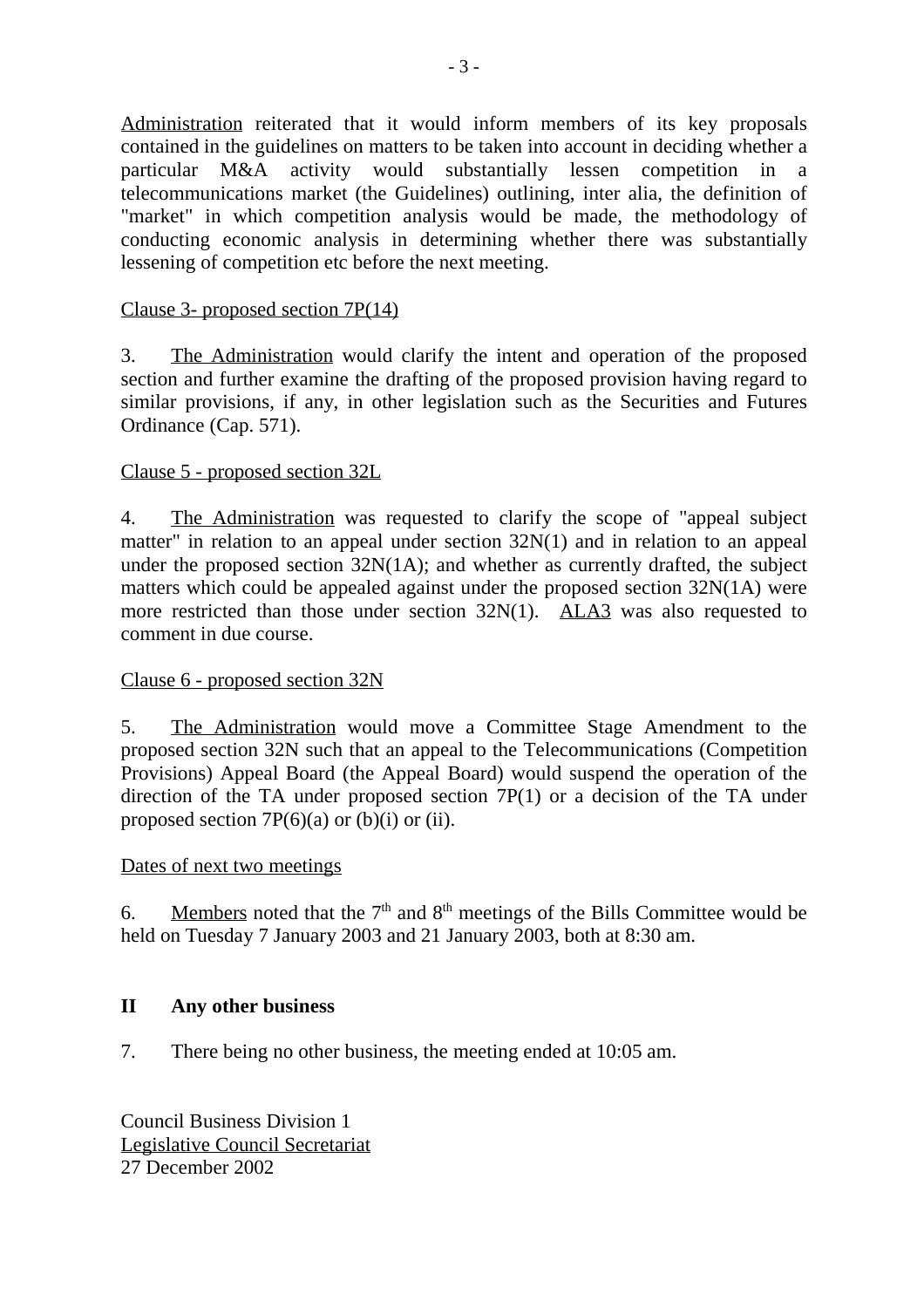Administration reiterated that it would inform members of its key proposals contained in the guidelines on matters to be taken into account in deciding whether a particular M&A activity would substantially lessen competition in a telecommunications market (the Guidelines) outlining, inter alia, the definition of "market" in which competition analysis would be made, the methodology of conducting economic analysis in determining whether there was substantially lessening of competition etc before the next meeting.

Clause 3- proposed section 7P(14)

3. The Administration would clarify the intent and operation of the proposed section and further examine the drafting of the proposed provision having regard to similar provisions, if any, in other legislation such as the Securities and Futures Ordinance (Cap. 571).

Clause 5 - proposed section 32L

4. The Administration was requested to clarify the scope of "appeal subject matter" in relation to an appeal under section 32N(1) and in relation to an appeal under the proposed section 32N(1A); and whether as currently drafted, the subject matters which could be appealed against under the proposed section 32N(1A) were more restricted than those under section 32N(1). ALA3 was also requested to comment in due course.

Clause 6 - proposed section 32N

5. The Administration would move a Committee Stage Amendment to the proposed section 32N such that an appeal to the Telecommunications (Competition Provisions) Appeal Board (the Appeal Board) would suspend the operation of the direction of the TA under proposed section 7P(1) or a decision of the TA under proposed section 7P(6)(a) or (b)(i) or (ii).

Dates of next two meetings

6. Members noted that the 7th and 8th meetings of the Bills Committee would be held on Tuesday 7 January 2003 and 21 January 2003, both at 8:30 am.

## II Any other business

7. There being no other business, the meeting ended at 10:05 am.

Council Business Division 1
Legislative Council Secretariat
27 December 2002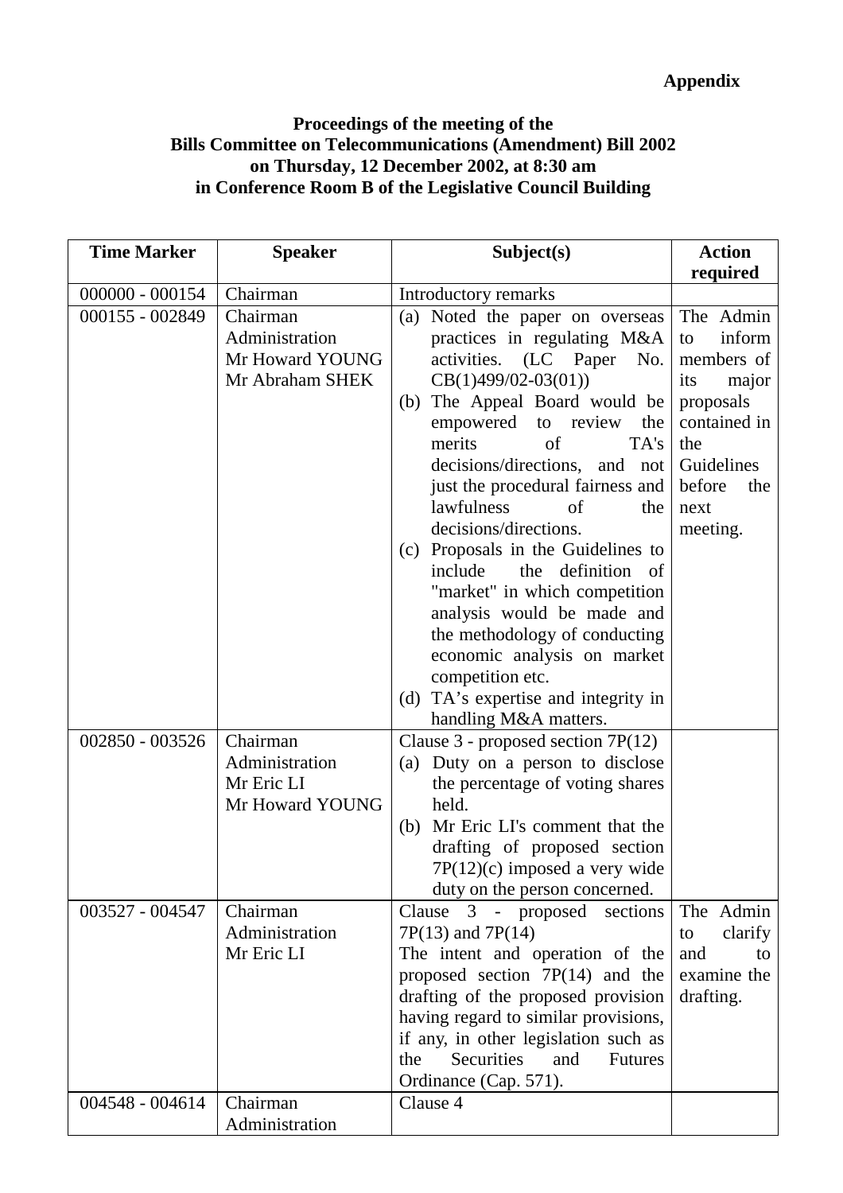**Appendix**

**Proceedings of the meeting of the**
**Bills Committee on Telecommunications (Amendment) Bill 2002**
**on Thursday, 12 December 2002, at 8:30 am**
**in Conference Room B of the Legislative Council Building**

| Time Marker | Speaker | Subject(s) | Action required |
|---|---|---|---|
| 000000 - 000154 | Chairman | Introductory remarks | |
| 000155 - 002849 | Chairman<br>Administration<br>Mr Howard YOUNG<br>Mr Abraham SHEK | (a) Noted the paper on overseas practices in regulating M&A activities. (LC Paper No. CB(1)499/02-03(01))<br>(b) The Appeal Board would be empowered to review the merits of TA's decisions/directions, and not just the procedural fairness and lawfulness of the decisions/directions.<br>(c) Proposals in the Guidelines to include the definition of "market" in which competition analysis would be made and the methodology of conducting economic analysis on market competition etc.<br>(d) TA's expertise and integrity in handling M&A matters. | The Admin to inform members of its major proposals contained in the Guidelines before the next meeting. |
| 002850 - 003526 | Chairman<br>Administration<br>Mr Eric LI<br>Mr Howard YOUNG | Clause 3 - proposed section 7P(12)<br>(a) Duty on a person to disclose the percentage of voting shares held.<br>(b) Mr Eric LI's comment that the drafting of proposed section 7P(12)(c) imposed a very wide duty on the person concerned. | |
| 003527 - 004547 | Chairman<br>Administration<br>Mr Eric LI | Clause 3 - proposed sections 7P(13) and 7P(14)<br>The intent and operation of the proposed section 7P(14) and the drafting of the proposed provision having regard to similar provisions, if any, in other legislation such as the Securities and Futures Ordinance (Cap. 571). | The Admin to clarify and to examine the drafting. |
| 004548 - 004614 | Chairman<br>Administration | Clause 4 | |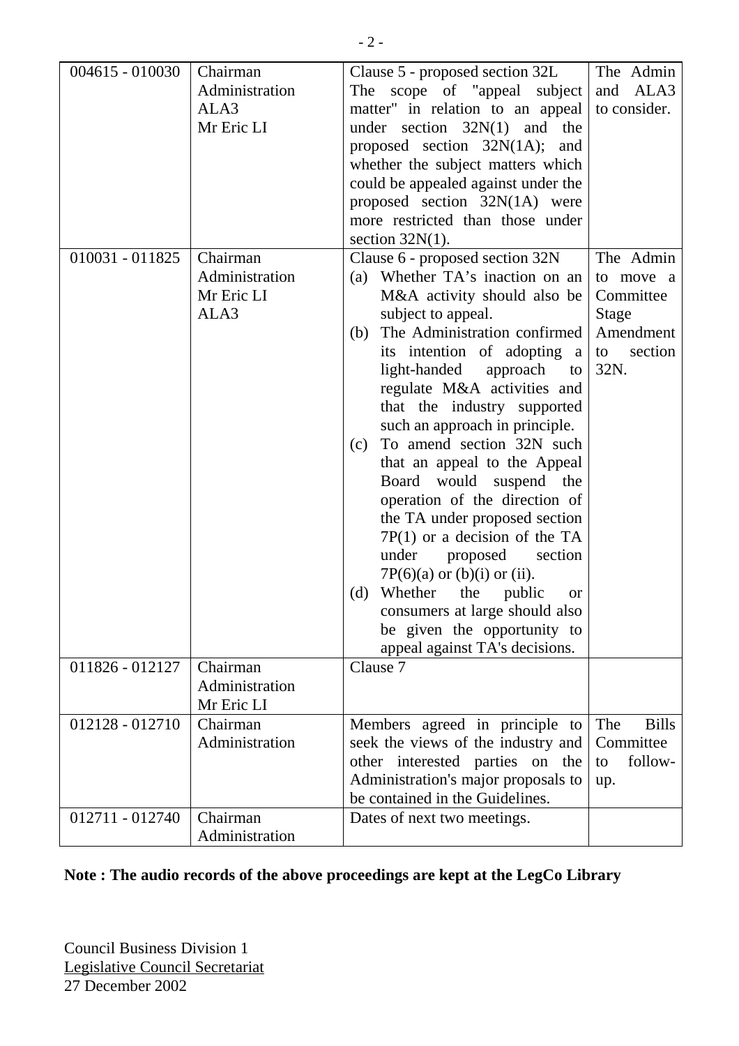| | | | |
|---|---|---|---|
| 004615 - 010030 | Chairman<br>Administration<br>ALA3<br>Mr Eric LI | Clause 5 - proposed section 32L<br>The scope of "appeal subject matter" in relation to an appeal under section 32N(1) and the proposed section 32N(1A); and whether the subject matters which could be appealed against under the proposed section 32N(1A) were more restricted than those under section 32N(1). | The Admin and ALA3 to consider. |
| 010031 - 011825 | Chairman<br>Administration<br>Mr Eric LI<br>ALA3 | Clause 6 - proposed section 32N<br>(a) Whether TA's inaction on an M&A activity should also be subject to appeal.<br>(b) The Administration confirmed its intention of adopting a light-handed approach to regulate M&A activities and that the industry supported such an approach in principle.<br>(c) To amend section 32N such that an appeal to the Appeal Board would suspend the operation of the direction of the TA under proposed section 7P(1) or a decision of the TA under proposed section 7P(6)(a) or (b)(i) or (ii).<br>(d) Whether the public or consumers at large should also be given the opportunity to appeal against TA's decisions. | The Admin to move a Committee Stage Amendment to section 32N. |
| 011826 - 012127 | Chairman<br>Administration<br>Mr Eric LI | Clause 7 | |
| 012128 - 012710 | Chairman<br>Administration | Members agreed in principle to seek the views of the industry and other interested parties on the Administration's major proposals to be contained in the Guidelines. | The Bills Committee to follow-up. |
| 012711 - 012740 | Chairman<br>Administration | Dates of next two meetings. | |

**Note : The audio records of the above proceedings are kept at the LegCo Library**

Council Business Division 1
Legislative Council Secretariat
27 December 2002